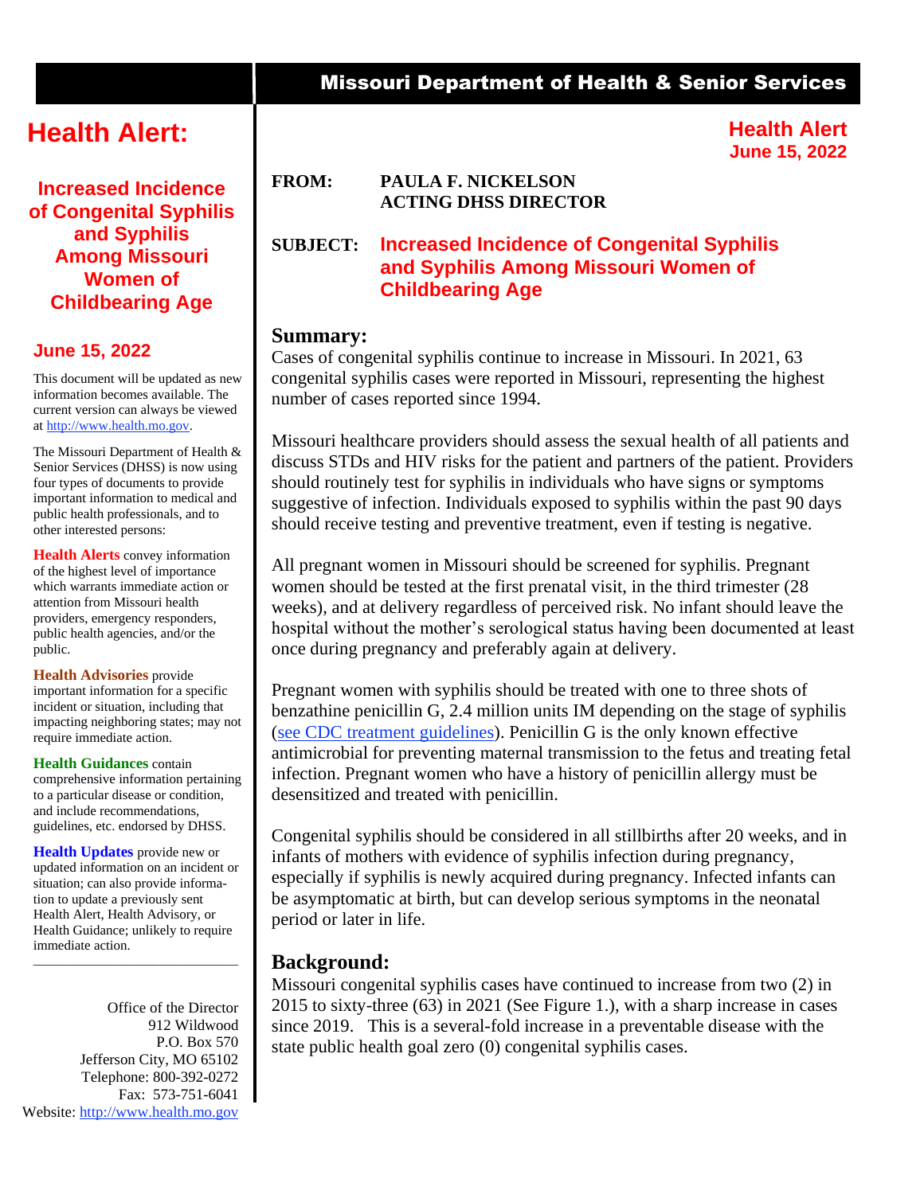# Missouri Department of Health & Senior Services

# Health Alert:

## Increased Incidence of Congenital Syphilis and Syphilis Among Missouri Women of Childbearing Age

**June 15, 2022**

This document will be updated as new information becomes available. The current version can always be viewed at http://www.health.mo.gov.

The Missouri Department of Health & Senior Services (DHSS) is now using four types of documents to provide important information to medical and public health professionals, and to other interested persons:

**Health Alerts** convey information of the highest level of importance which warrants immediate action or attention from Missouri health providers, emergency responders, public health agencies, and/or the public.

**Health Advisories** provide important information for a specific incident or situation, including that impacting neighboring states; may not require immediate action.

**Health Guidances** contain comprehensive information pertaining to a particular disease or condition, and include recommendations, guidelines, etc. endorsed by DHSS.

**Health Updates** provide new or updated information on an incident or situation; can also provide information to update a previously sent Health Alert, Health Advisory, or Health Guidance; unlikely to require immediate action.

---

Office of the Director
912 Wildwood
P.O. Box 570
Jefferson City, MO 65102
Telephone: 800-392-0272
Fax: 573-751-6041
Website: http://www.health.mo.gov

---

**Health Alert**
**June 15, 2022**

**FROM:** PAULA F. NICKELSON
ACTING DHSS DIRECTOR

**SUBJECT:** **Increased Incidence of Congenital Syphilis and Syphilis Among Missouri Women of Childbearing Age**

## Summary:

Cases of congenital syphilis continue to increase in Missouri. In 2021, 63 congenital syphilis cases were reported in Missouri, representing the highest number of cases reported since 1994.

Missouri healthcare providers should assess the sexual health of all patients and discuss STDs and HIV risks for the patient and partners of the patient. Providers should routinely test for syphilis in individuals who have signs or symptoms suggestive of infection. Individuals exposed to syphilis within the past 90 days should receive testing and preventive treatment, even if testing is negative.

All pregnant women in Missouri should be screened for syphilis. Pregnant women should be tested at the first prenatal visit, in the third trimester (28 weeks), and at delivery regardless of perceived risk. No infant should leave the hospital without the mother's serological status having been documented at least once during pregnancy and preferably again at delivery.

Pregnant women with syphilis should be treated with one to three shots of benzathine penicillin G, 2.4 million units IM depending on the stage of syphilis (see CDC treatment guidelines). Penicillin G is the only known effective antimicrobial for preventing maternal transmission to the fetus and treating fetal infection. Pregnant women who have a history of penicillin allergy must be desensitized and treated with penicillin.

Congenital syphilis should be considered in all stillbirths after 20 weeks, and in infants of mothers with evidence of syphilis infection during pregnancy, especially if syphilis is newly acquired during pregnancy. Infected infants can be asymptomatic at birth, but can develop serious symptoms in the neonatal period or later in life.

## Background:

Missouri congenital syphilis cases have continued to increase from two (2) in 2015 to sixty-three (63) in 2021 (See Figure 1.), with a sharp increase in cases since 2019. This is a several-fold increase in a preventable disease with the state public health goal zero (0) congenital syphilis cases.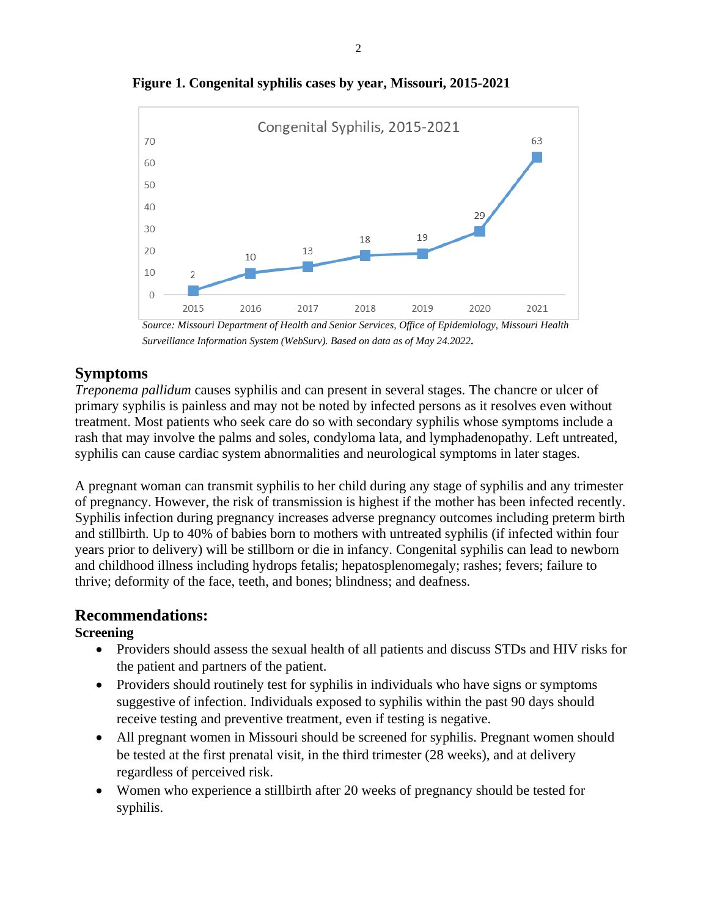**Figure 1. Congenital syphilis cases by year, Missouri, 2015-2021**

Congenital Syphilis, 2015-2021

| Year | Cases |
|---|---|
| 2015 | 2 |
| 2016 | 10 |
| 2017 | 13 |
| 2018 | 18 |
| 2019 | 19 |
| 2020 | 29 |
| 2021 | 63 |

*Source: Missouri Department of Health and Senior Services, Office of Epidemiology, Missouri Health Surveillance Information System (WebSurv). Based on data as of May 24.2022.*

## Symptoms

*Treponema pallidum* causes syphilis and can present in several stages. The chancre or ulcer of primary syphilis is painless and may not be noted by infected persons as it resolves even without treatment. Most patients who seek care do so with secondary syphilis whose symptoms include a rash that may involve the palms and soles, condyloma lata, and lymphadenopathy. Left untreated, syphilis can cause cardiac system abnormalities and neurological symptoms in later stages.

A pregnant woman can transmit syphilis to her child during any stage of syphilis and any trimester of pregnancy. However, the risk of transmission is highest if the mother has been infected recently. Syphilis infection during pregnancy increases adverse pregnancy outcomes including preterm birth and stillbirth. Up to 40% of babies born to mothers with untreated syphilis (if infected within four years prior to delivery) will be stillborn or die in infancy. Congenital syphilis can lead to newborn and childhood illness including hydrops fetalis; hepatosplenomegaly; rashes; fevers; failure to thrive; deformity of the face, teeth, and bones; blindness; and deafness.

## Recommendations:

**Screening**

- Providers should assess the sexual health of all patients and discuss STDs and HIV risks for the patient and partners of the patient.
- Providers should routinely test for syphilis in individuals who have signs or symptoms suggestive of infection. Individuals exposed to syphilis within the past 90 days should receive testing and preventive treatment, even if testing is negative.
- All pregnant women in Missouri should be screened for syphilis. Pregnant women should be tested at the first prenatal visit, in the third trimester (28 weeks), and at delivery regardless of perceived risk.
- Women who experience a stillbirth after 20 weeks of pregnancy should be tested for syphilis.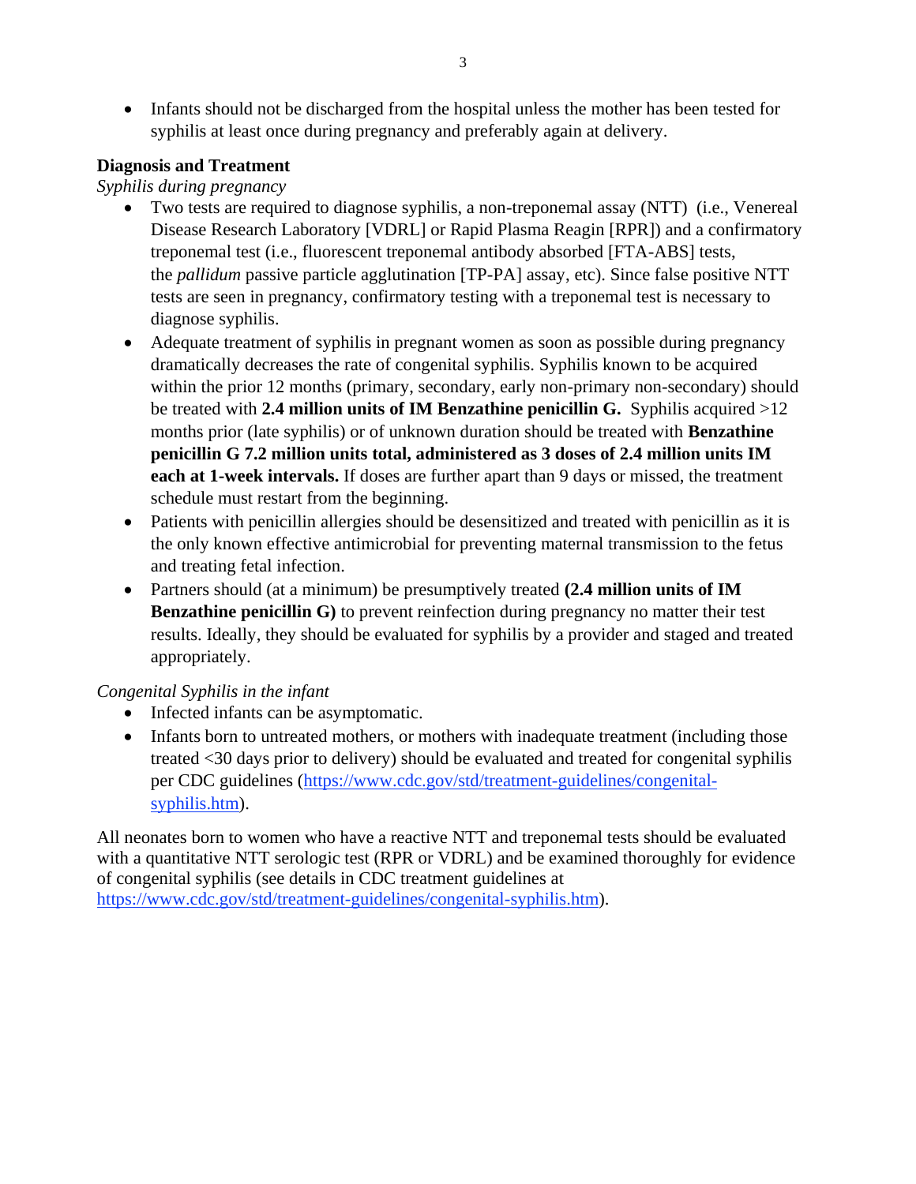- Infants should not be discharged from the hospital unless the mother has been tested for syphilis at least once during pregnancy and preferably again at delivery.

**Diagnosis and Treatment**

*Syphilis during pregnancy*

- Two tests are required to diagnose syphilis, a non-treponemal assay (NTT) (i.e., Venereal Disease Research Laboratory [VDRL] or Rapid Plasma Reagin [RPR]) and a confirmatory treponemal test (i.e., fluorescent treponemal antibody absorbed [FTA-ABS] tests, the *pallidum* passive particle agglutination [TP-PA] assay, etc). Since false positive NTT tests are seen in pregnancy, confirmatory testing with a treponemal test is necessary to diagnose syphilis.
- Adequate treatment of syphilis in pregnant women as soon as possible during pregnancy dramatically decreases the rate of congenital syphilis. Syphilis known to be acquired within the prior 12 months (primary, secondary, early non-primary non-secondary) should be treated with **2.4 million units of IM Benzathine penicillin G.** Syphilis acquired >12 months prior (late syphilis) or of unknown duration should be treated with **Benzathine penicillin G 7.2 million units total, administered as 3 doses of 2.4 million units IM each at 1-week intervals.** If doses are further apart than 9 days or missed, the treatment schedule must restart from the beginning.
- Patients with penicillin allergies should be desensitized and treated with penicillin as it is the only known effective antimicrobial for preventing maternal transmission to the fetus and treating fetal infection.
- Partners should (at a minimum) be presumptively treated **(2.4 million units of IM Benzathine penicillin G)** to prevent reinfection during pregnancy no matter their test results. Ideally, they should be evaluated for syphilis by a provider and staged and treated appropriately.

*Congenital Syphilis in the infant*

- Infected infants can be asymptomatic.
- Infants born to untreated mothers, or mothers with inadequate treatment (including those treated <30 days prior to delivery) should be evaluated and treated for congenital syphilis per CDC guidelines ([https://www.cdc.gov/std/treatment-guidelines/congenital-syphilis.htm](https://www.cdc.gov/std/treatment-guidelines/congenital-syphilis.htm)).

All neonates born to women who have a reactive NTT and treponemal tests should be evaluated with a quantitative NTT serologic test (RPR or VDRL) and be examined thoroughly for evidence of congenital syphilis (see details in CDC treatment guidelines at [https://www.cdc.gov/std/treatment-guidelines/congenital-syphilis.htm](https://www.cdc.gov/std/treatment-guidelines/congenital-syphilis.htm)).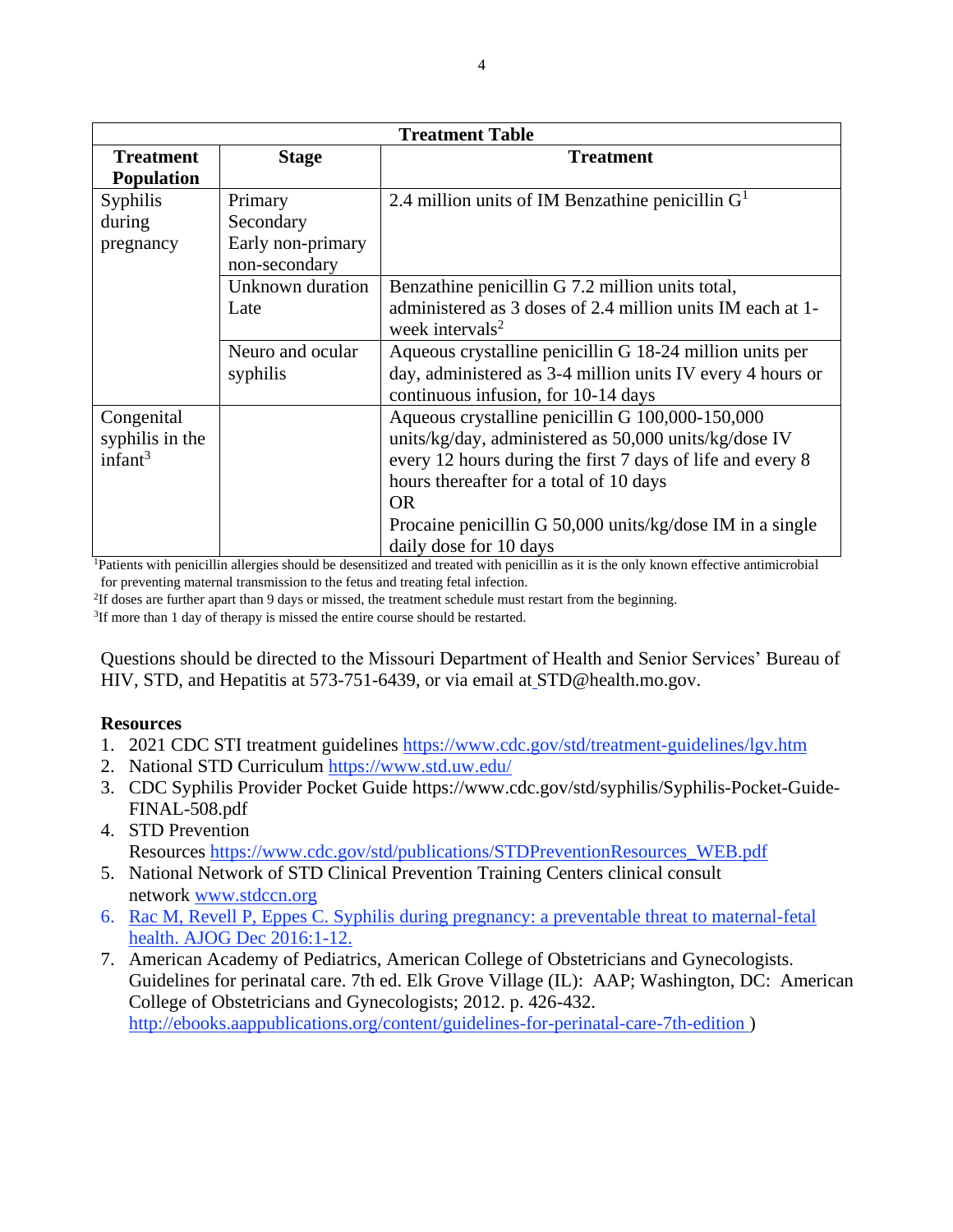| Treatment Table | | |
|---|---|---|
| **Treatment Population** | **Stage** | **Treatment** |
| Syphilis during pregnancy | Primary Secondary Early non-primary non-secondary | 2.4 million units of IM Benzathine penicillin G[1] |
| | Unknown duration Late | Benzathine penicillin G 7.2 million units total, administered as 3 doses of 2.4 million units IM each at 1-week intervals[2] |
| | Neuro and ocular syphilis | Aqueous crystalline penicillin G 18-24 million units per day, administered as 3-4 million units IV every 4 hours or continuous infusion, for 10-14 days |
| Congenital syphilis in the infant[3] | | Aqueous crystalline penicillin G 100,000-150,000 units/kg/day, administered as 50,000 units/kg/dose IV every 12 hours during the first 7 days of life and every 8 hours thereafter for a total of 10 days OR Procaine penicillin G 50,000 units/kg/dose IM in a single daily dose for 10 days |

[1]Patients with penicillin allergies should be desensitized and treated with penicillin as it is the only known effective antimicrobial for preventing maternal transmission to the fetus and treating fetal infection.

[2]If doses are further apart than 9 days or missed, the treatment schedule must restart from the beginning.

[3]If more than 1 day of therapy is missed the entire course should be restarted.

Questions should be directed to the Missouri Department of Health and Senior Services' Bureau of HIV, STD, and Hepatitis at 573-751-6439, or via email at STD@health.mo.gov.

**Resources**

1. 2021 CDC STI treatment guidelines https://www.cdc.gov/std/treatment-guidelines/lgv.htm
2. National STD Curriculum https://www.std.uw.edu/
3. CDC Syphilis Provider Pocket Guide https://www.cdc.gov/std/syphilis/Syphilis-Pocket-Guide-FINAL-508.pdf
4. STD Prevention Resources https://www.cdc.gov/std/publications/STDPreventionResources_WEB.pdf
5. National Network of STD Clinical Prevention Training Centers clinical consult network www.stdccn.org
6. Rac M, Revell P, Eppes C. Syphilis during pregnancy: a preventable threat to maternal-fetal health. AJOG Dec 2016:1-12.
7. American Academy of Pediatrics, American College of Obstetricians and Gynecologists. Guidelines for perinatal care. 7th ed. Elk Grove Village (IL): AAP; Washington, DC: American College of Obstetricians and Gynecologists; 2012. p. 426-432. http://ebooks.aappublications.org/content/guidelines-for-perinatal-care-7th-edition )